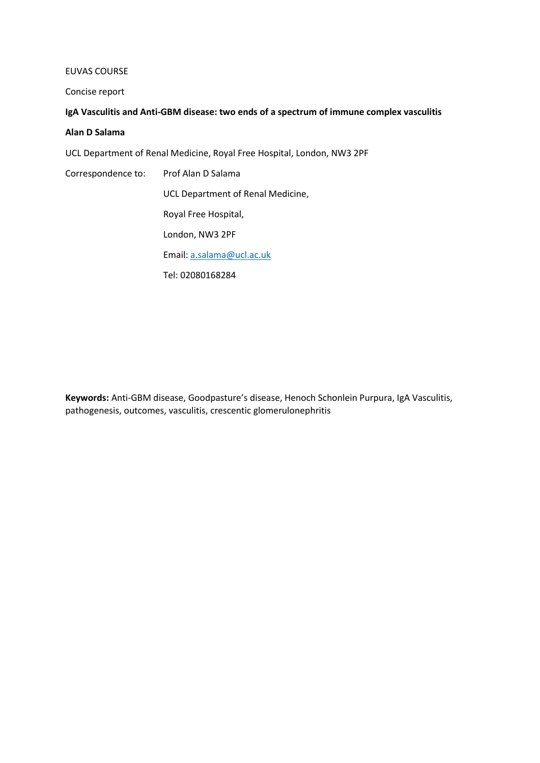EUVAS COURSE

Concise report

**IgA Vasculitis and Anti-GBM disease: two ends of a spectrum of immune complex vasculitis**

**Alan D Salama**

UCL Department of Renal Medicine, Royal Free Hospital, London, NW3 2PF

Correspondence to: Prof Alan D Salama

UCL Department of Renal Medicine,

Royal Free Hospital,

London, NW3 2PF

Email: a.salama@ucl.ac.uk

Tel: 02080168284

**Keywords:** Anti-GBM disease, Goodpasture's disease, Henoch Schonlein Purpura, IgA Vasculitis, pathogenesis, outcomes, vasculitis, crescentic glomerulonephritis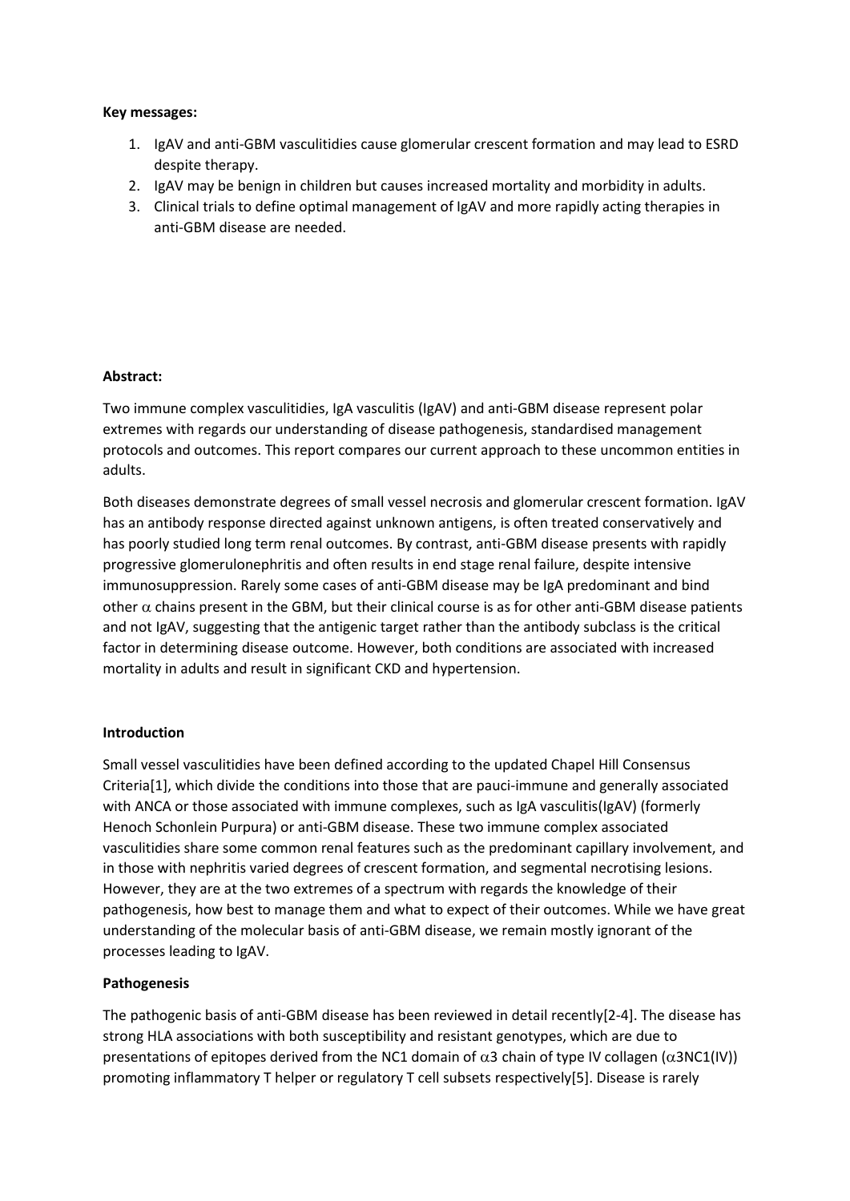**Key messages:**

1. IgAV and anti-GBM vasculitidies cause glomerular crescent formation and may lead to ESRD despite therapy.
2. IgAV may be benign in children but causes increased mortality and morbidity in adults.
3. Clinical trials to define optimal management of IgAV and more rapidly acting therapies in anti-GBM disease are needed.

**Abstract:**

Two immune complex vasculitidies, IgA vasculitis (IgAV) and anti-GBM disease represent polar extremes with regards our understanding of disease pathogenesis, standardised management protocols and outcomes. This report compares our current approach to these uncommon entities in adults.

Both diseases demonstrate degrees of small vessel necrosis and glomerular crescent formation. IgAV has an antibody response directed against unknown antigens, is often treated conservatively and has poorly studied long term renal outcomes. By contrast, anti-GBM disease presents with rapidly progressive glomerulonephritis and often results in end stage renal failure, despite intensive immunosuppression. Rarely some cases of anti-GBM disease may be IgA predominant and bind other $\alpha$ chains present in the GBM, but their clinical course is as for other anti-GBM disease patients and not IgAV, suggesting that the antigenic target rather than the antibody subclass is the critical factor in determining disease outcome. However, both conditions are associated with increased mortality in adults and result in significant CKD and hypertension.

**Introduction**

Small vessel vasculitidies have been defined according to the updated Chapel Hill Consensus Criteria[1], which divide the conditions into those that are pauci-immune and generally associated with ANCA or those associated with immune complexes, such as IgA vasculitis(IgAV) (formerly Henoch Schonlein Purpura) or anti-GBM disease. These two immune complex associated vasculitidies share some common renal features such as the predominant capillary involvement, and in those with nephritis varied degrees of crescent formation, and segmental necrotising lesions. However, they are at the two extremes of a spectrum with regards the knowledge of their pathogenesis, how best to manage them and what to expect of their outcomes. While we have great understanding of the molecular basis of anti-GBM disease, we remain mostly ignorant of the processes leading to IgAV.

**Pathogenesis**

The pathogenic basis of anti-GBM disease has been reviewed in detail recently[2-4]. The disease has strong HLA associations with both susceptibility and resistant genotypes, which are due to presentations of epitopes derived from the NC1 domain of $\alpha$3 chain of type IV collagen ($\alpha$3NC1(IV)) promoting inflammatory T helper or regulatory T cell subsets respectively[5]. Disease is rarely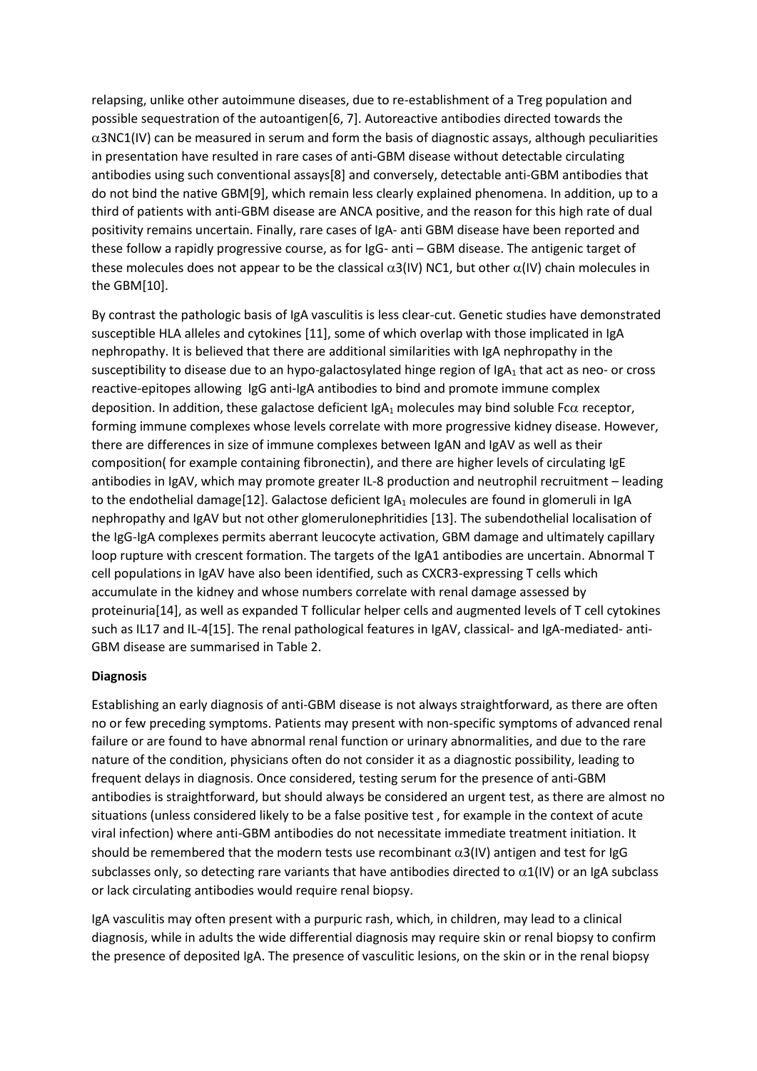relapsing, unlike other autoimmune diseases, due to re-establishment of a Treg population and possible sequestration of the autoantigen[6, 7]. Autoreactive antibodies directed towards the $\alpha$3NC1(IV) can be measured in serum and form the basis of diagnostic assays, although peculiarities in presentation have resulted in rare cases of anti-GBM disease without detectable circulating antibodies using such conventional assays[8] and conversely, detectable anti-GBM antibodies that do not bind the native GBM[9], which remain less clearly explained phenomena. In addition, up to a third of patients with anti-GBM disease are ANCA positive, and the reason for this high rate of dual positivity remains uncertain. Finally, rare cases of IgA- anti GBM disease have been reported and these follow a rapidly progressive course, as for IgG- anti – GBM disease. The antigenic target of these molecules does not appear to be the classical $\alpha$3(IV) NC1, but other $\alpha$(IV) chain molecules in the GBM[10].

By contrast the pathologic basis of IgA vasculitis is less clear-cut. Genetic studies have demonstrated susceptible HLA alleles and cytokines [11], some of which overlap with those implicated in IgA nephropathy. It is believed that there are additional similarities with IgA nephropathy in the susceptibility to disease due to an hypo-galactosylated hinge region of $IgA_1$ that act as neo- or cross reactive-epitopes allowing IgG anti-IgA antibodies to bind and promote immune complex deposition. In addition, these galactose deficient $IgA_1$ molecules may bind soluble Fc$\alpha$ receptor, forming immune complexes whose levels correlate with more progressive kidney disease. However, there are differences in size of immune complexes between IgAN and IgAV as well as their composition( for example containing fibronectin), and there are higher levels of circulating IgE antibodies in IgAV, which may promote greater IL-8 production and neutrophil recruitment – leading to the endothelial damage[12]. Galactose deficient $IgA_1$ molecules are found in glomeruli in IgA nephropathy and IgAV but not other glomerulonephritidies [13]. The subendothelial localisation of the IgG-IgA complexes permits aberrant leucocyte activation, GBM damage and ultimately capillary loop rupture with crescent formation. The targets of the IgA1 antibodies are uncertain. Abnormal T cell populations in IgAV have also been identified, such as CXCR3-expressing T cells which accumulate in the kidney and whose numbers correlate with renal damage assessed by proteinuria[14], as well as expanded T follicular helper cells and augmented levels of T cell cytokines such as IL17 and IL-4[15]. The renal pathological features in IgAV, classical- and IgA-mediated- anti-GBM disease are summarised in Table 2.

**Diagnosis**

Establishing an early diagnosis of anti-GBM disease is not always straightforward, as there are often no or few preceding symptoms. Patients may present with non-specific symptoms of advanced renal failure or are found to have abnormal renal function or urinary abnormalities, and due to the rare nature of the condition, physicians often do not consider it as a diagnostic possibility, leading to frequent delays in diagnosis. Once considered, testing serum for the presence of anti-GBM antibodies is straightforward, but should always be considered an urgent test, as there are almost no situations (unless considered likely to be a false positive test , for example in the context of acute viral infection) where anti-GBM antibodies do not necessitate immediate treatment initiation. It should be remembered that the modern tests use recombinant $\alpha$3(IV) antigen and test for IgG subclasses only, so detecting rare variants that have antibodies directed to $\alpha$1(IV) or an IgA subclass or lack circulating antibodies would require renal biopsy.

IgA vasculitis may often present with a purpuric rash, which, in children, may lead to a clinical diagnosis, while in adults the wide differential diagnosis may require skin or renal biopsy to confirm the presence of deposited IgA. The presence of vasculitic lesions, on the skin or in the renal biopsy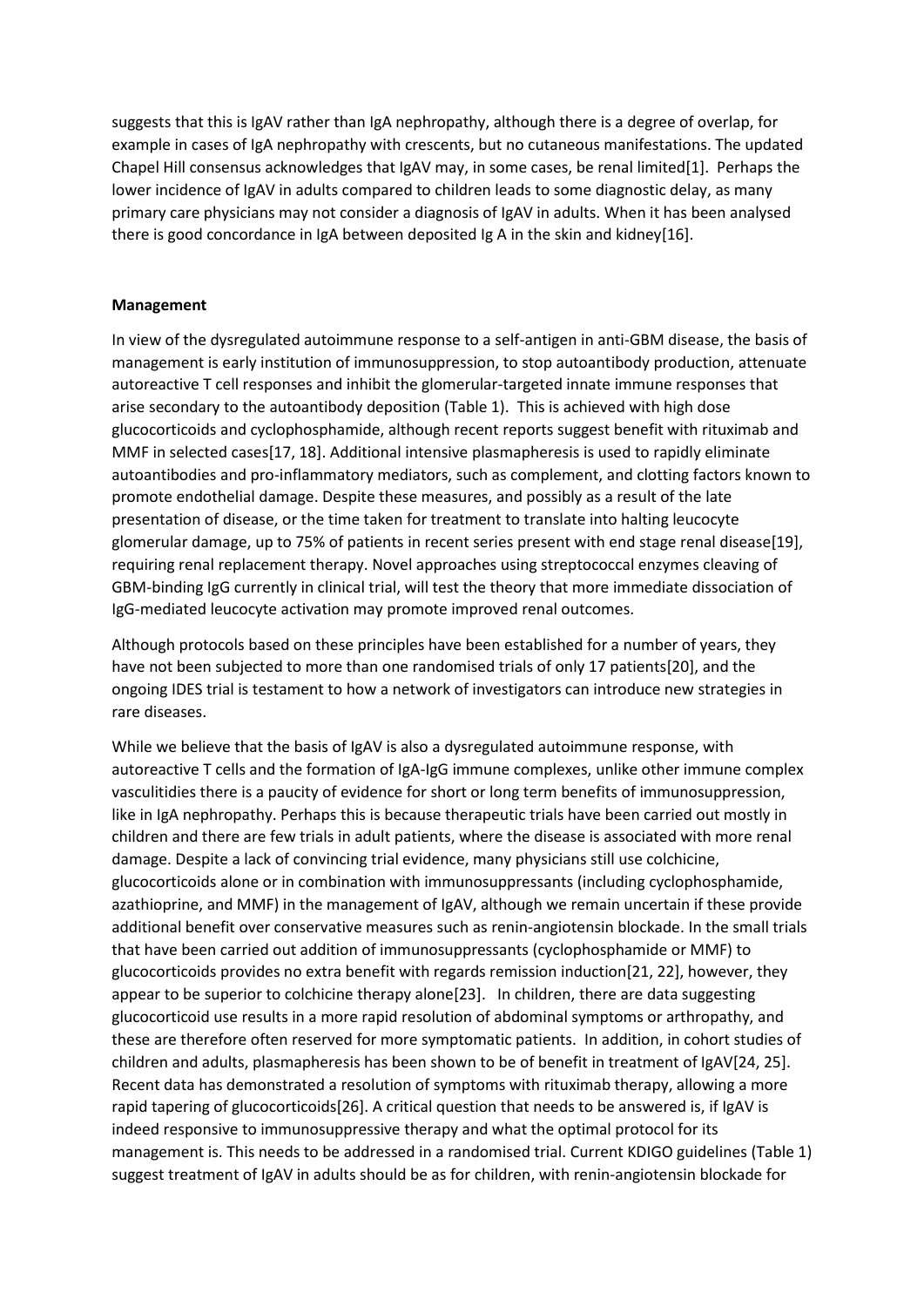suggests that this is IgAV rather than IgA nephropathy, although there is a degree of overlap, for example in cases of IgA nephropathy with crescents, but no cutaneous manifestations. The updated Chapel Hill consensus acknowledges that IgAV may, in some cases, be renal limited[1]. Perhaps the lower incidence of IgAV in adults compared to children leads to some diagnostic delay, as many primary care physicians may not consider a diagnosis of IgAV in adults. When it has been analysed there is good concordance in IgA between deposited Ig A in the skin and kidney[16].

**Management**

In view of the dysregulated autoimmune response to a self-antigen in anti-GBM disease, the basis of management is early institution of immunosuppression, to stop autoantibody production, attenuate autoreactive T cell responses and inhibit the glomerular-targeted innate immune responses that arise secondary to the autoantibody deposition (Table 1). This is achieved with high dose glucocorticoids and cyclophosphamide, although recent reports suggest benefit with rituximab and MMF in selected cases[17, 18]. Additional intensive plasmapheresis is used to rapidly eliminate autoantibodies and pro-inflammatory mediators, such as complement, and clotting factors known to promote endothelial damage. Despite these measures, and possibly as a result of the late presentation of disease, or the time taken for treatment to translate into halting leucocyte glomerular damage, up to 75% of patients in recent series present with end stage renal disease[19], requiring renal replacement therapy. Novel approaches using streptococcal enzymes cleaving of GBM-binding IgG currently in clinical trial, will test the theory that more immediate dissociation of IgG-mediated leucocyte activation may promote improved renal outcomes.

Although protocols based on these principles have been established for a number of years, they have not been subjected to more than one randomised trials of only 17 patients[20], and the ongoing IDES trial is testament to how a network of investigators can introduce new strategies in rare diseases.

While we believe that the basis of IgAV is also a dysregulated autoimmune response, with autoreactive T cells and the formation of IgA-IgG immune complexes, unlike other immune complex vasculitidies there is a paucity of evidence for short or long term benefits of immunosuppression, like in IgA nephropathy. Perhaps this is because therapeutic trials have been carried out mostly in children and there are few trials in adult patients, where the disease is associated with more renal damage. Despite a lack of convincing trial evidence, many physicians still use colchicine, glucocorticoids alone or in combination with immunosuppressants (including cyclophosphamide, azathioprine, and MMF) in the management of IgAV, although we remain uncertain if these provide additional benefit over conservative measures such as renin-angiotensin blockade. In the small trials that have been carried out addition of immunosuppressants (cyclophosphamide or MMF) to glucocorticoids provides no extra benefit with regards remission induction[21, 22], however, they appear to be superior to colchicine therapy alone[23]. In children, there are data suggesting glucocorticoid use results in a more rapid resolution of abdominal symptoms or arthropathy, and these are therefore often reserved for more symptomatic patients. In addition, in cohort studies of children and adults, plasmapheresis has been shown to be of benefit in treatment of IgAV[24, 25]. Recent data has demonstrated a resolution of symptoms with rituximab therapy, allowing a more rapid tapering of glucocorticoids[26]. A critical question that needs to be answered is, if IgAV is indeed responsive to immunosuppressive therapy and what the optimal protocol for its management is. This needs to be addressed in a randomised trial. Current KDIGO guidelines (Table 1) suggest treatment of IgAV in adults should be as for children, with renin-angiotensin blockade for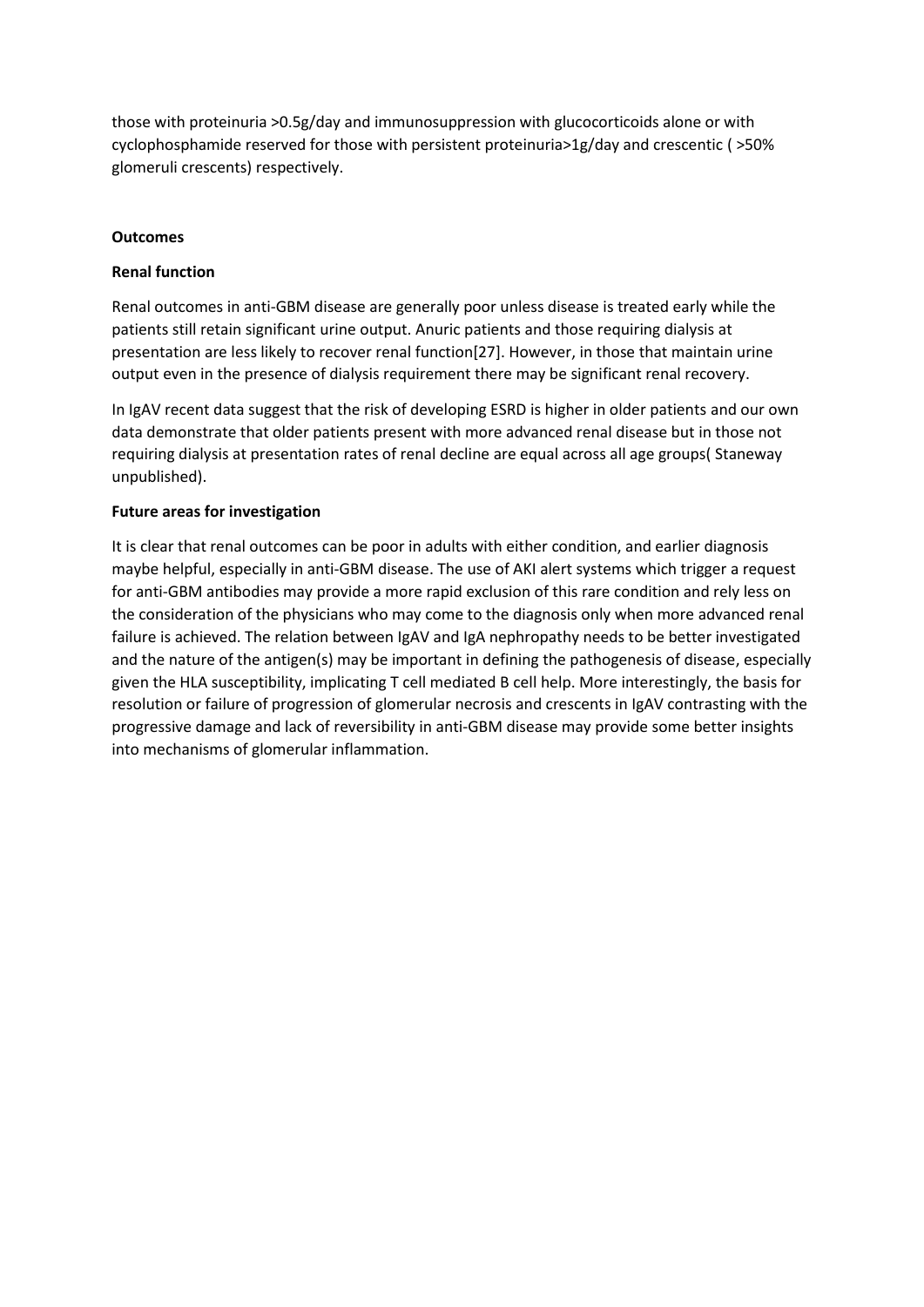those with proteinuria >0.5g/day and immunosuppression with glucocorticoids alone or with cyclophosphamide reserved for those with persistent proteinuria>1g/day and crescentic ( >50% glomeruli crescents) respectively.

**Outcomes**

**Renal function**

Renal outcomes in anti-GBM disease are generally poor unless disease is treated early while the patients still retain significant urine output. Anuric patients and those requiring dialysis at presentation are less likely to recover renal function[27]. However, in those that maintain urine output even in the presence of dialysis requirement there may be significant renal recovery.

In IgAV recent data suggest that the risk of developing ESRD is higher in older patients and our own data demonstrate that older patients present with more advanced renal disease but in those not requiring dialysis at presentation rates of renal decline are equal across all age groups( Staneway unpublished).

**Future areas for investigation**

It is clear that renal outcomes can be poor in adults with either condition, and earlier diagnosis maybe helpful, especially in anti-GBM disease. The use of AKI alert systems which trigger a request for anti-GBM antibodies may provide a more rapid exclusion of this rare condition and rely less on the consideration of the physicians who may come to the diagnosis only when more advanced renal failure is achieved. The relation between IgAV and IgA nephropathy needs to be better investigated and the nature of the antigen(s) may be important in defining the pathogenesis of disease, especially given the HLA susceptibility, implicating T cell mediated B cell help. More interestingly, the basis for resolution or failure of progression of glomerular necrosis and crescents in IgAV contrasting with the progressive damage and lack of reversibility in anti-GBM disease may provide some better insights into mechanisms of glomerular inflammation.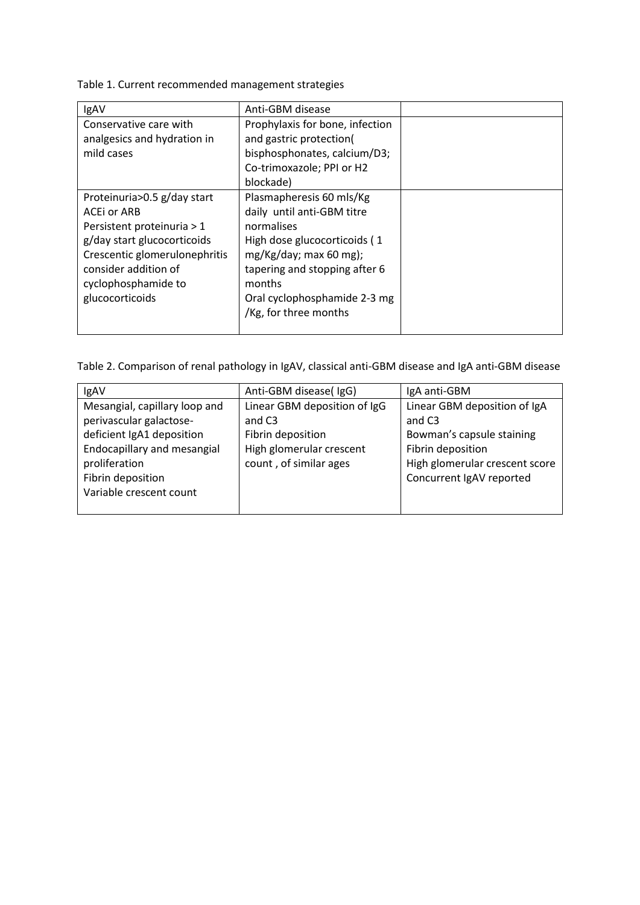Table 1. Current recommended management strategies

| IgAV | Anti-GBM disease | |
|---|---|---|
| Conservative care with analgesics and hydration in mild cases | Prophylaxis for bone, infection and gastric protection( bisphosphonates, calcium/D3; Co-trimoxazole; PPI or H2 blockade) | |
| Proteinuria>0.5 g/day start ACEi or ARB<br>Persistent proteinuria > 1 g/day start glucocorticoids<br>Crescentic glomerulonephritis consider addition of cyclophosphamide to glucocorticoids | Plasmapheresis 60 mls/Kg daily until anti-GBM titre normalises<br>High dose glucocorticoids ( 1 mg/Kg/day; max 60 mg); tapering and stopping after 6 months<br>Oral cyclophosphamide 2-3 mg /Kg, for three months | |

Table 2. Comparison of renal pathology in IgAV, classical anti-GBM disease and IgA anti-GBM disease

| IgAV | Anti-GBM disease( IgG) | IgA anti-GBM |
|---|---|---|
| Mesangial, capillary loop and perivascular galactose-deficient IgA1 deposition<br>Endocapillary and mesangial proliferation<br>Fibrin deposition<br>Variable crescent count | Linear GBM deposition of IgG and C3<br>Fibrin deposition<br>High glomerular crescent count , of similar ages | Linear GBM deposition of IgA and C3<br>Bowman's capsule staining<br>Fibrin deposition<br>High glomerular crescent score<br>Concurrent IgAV reported |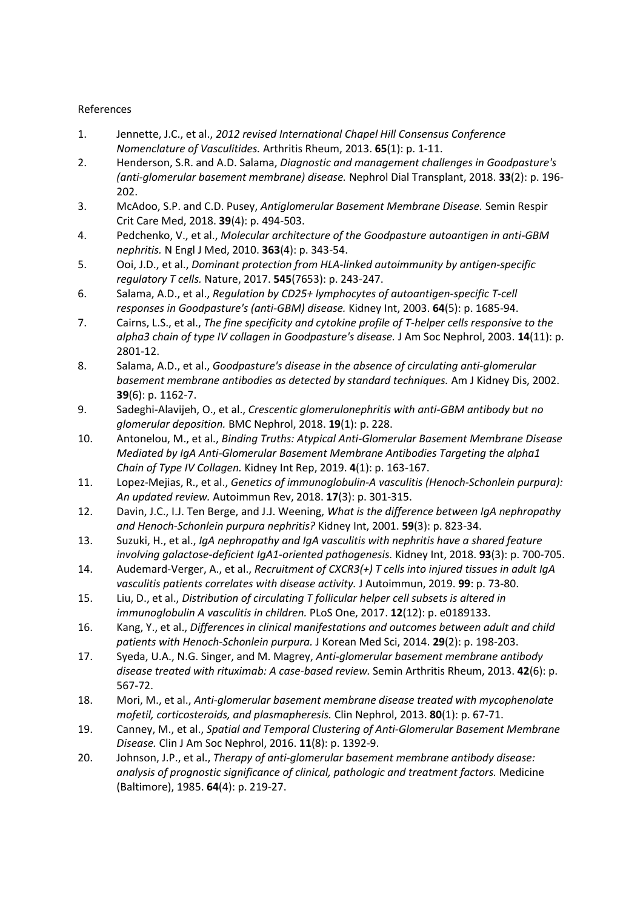References

1. Jennette, J.C., et al., *2012 revised International Chapel Hill Consensus Conference Nomenclature of Vasculitides.* Arthritis Rheum, 2013. **65**(1): p. 1-11.
2. Henderson, S.R. and A.D. Salama, *Diagnostic and management challenges in Goodpasture's (anti-glomerular basement membrane) disease.* Nephrol Dial Transplant, 2018. **33**(2): p. 196-202.
3. McAdoo, S.P. and C.D. Pusey, *Antiglomerular Basement Membrane Disease.* Semin Respir Crit Care Med, 2018. **39**(4): p. 494-503.
4. Pedchenko, V., et al., *Molecular architecture of the Goodpasture autoantigen in anti-GBM nephritis.* N Engl J Med, 2010. **363**(4): p. 343-54.
5. Ooi, J.D., et al., *Dominant protection from HLA-linked autoimmunity by antigen-specific regulatory T cells.* Nature, 2017. **545**(7653): p. 243-247.
6. Salama, A.D., et al., *Regulation by CD25+ lymphocytes of autoantigen-specific T-cell responses in Goodpasture's (anti-GBM) disease.* Kidney Int, 2003. **64**(5): p. 1685-94.
7. Cairns, L.S., et al., *The fine specificity and cytokine profile of T-helper cells responsive to the alpha3 chain of type IV collagen in Goodpasture's disease.* J Am Soc Nephrol, 2003. **14**(11): p. 2801-12.
8. Salama, A.D., et al., *Goodpasture's disease in the absence of circulating anti-glomerular basement membrane antibodies as detected by standard techniques.* Am J Kidney Dis, 2002. **39**(6): p. 1162-7.
9. Sadeghi-Alavijeh, O., et al., *Crescentic glomerulonephritis with anti-GBM antibody but no glomerular deposition.* BMC Nephrol, 2018. **19**(1): p. 228.
10. Antonelou, M., et al., *Binding Truths: Atypical Anti-Glomerular Basement Membrane Disease Mediated by IgA Anti-Glomerular Basement Membrane Antibodies Targeting the alpha1 Chain of Type IV Collagen.* Kidney Int Rep, 2019. **4**(1): p. 163-167.
11. Lopez-Mejias, R., et al., *Genetics of immunoglobulin-A vasculitis (Henoch-Schonlein purpura): An updated review.* Autoimmun Rev, 2018. **17**(3): p. 301-315.
12. Davin, J.C., I.J. Ten Berge, and J.J. Weening, *What is the difference between IgA nephropathy and Henoch-Schonlein purpura nephritis?* Kidney Int, 2001. **59**(3): p. 823-34.
13. Suzuki, H., et al., *IgA nephropathy and IgA vasculitis with nephritis have a shared feature involving galactose-deficient IgA1-oriented pathogenesis.* Kidney Int, 2018. **93**(3): p. 700-705.
14. Audemard-Verger, A., et al., *Recruitment of CXCR3(+) T cells into injured tissues in adult IgA vasculitis patients correlates with disease activity.* J Autoimmun, 2019. **99**: p. 73-80.
15. Liu, D., et al., *Distribution of circulating T follicular helper cell subsets is altered in immunoglobulin A vasculitis in children.* PLoS One, 2017. **12**(12): p. e0189133.
16. Kang, Y., et al., *Differences in clinical manifestations and outcomes between adult and child patients with Henoch-Schonlein purpura.* J Korean Med Sci, 2014. **29**(2): p. 198-203.
17. Syeda, U.A., N.G. Singer, and M. Magrey, *Anti-glomerular basement membrane antibody disease treated with rituximab: A case-based review.* Semin Arthritis Rheum, 2013. **42**(6): p. 567-72.
18. Mori, M., et al., *Anti-glomerular basement membrane disease treated with mycophenolate mofetil, corticosteroids, and plasmapheresis.* Clin Nephrol, 2013. **80**(1): p. 67-71.
19. Canney, M., et al., *Spatial and Temporal Clustering of Anti-Glomerular Basement Membrane Disease.* Clin J Am Soc Nephrol, 2016. **11**(8): p. 1392-9.
20. Johnson, J.P., et al., *Therapy of anti-glomerular basement membrane antibody disease: analysis of prognostic significance of clinical, pathologic and treatment factors.* Medicine (Baltimore), 1985. **64**(4): p. 219-27.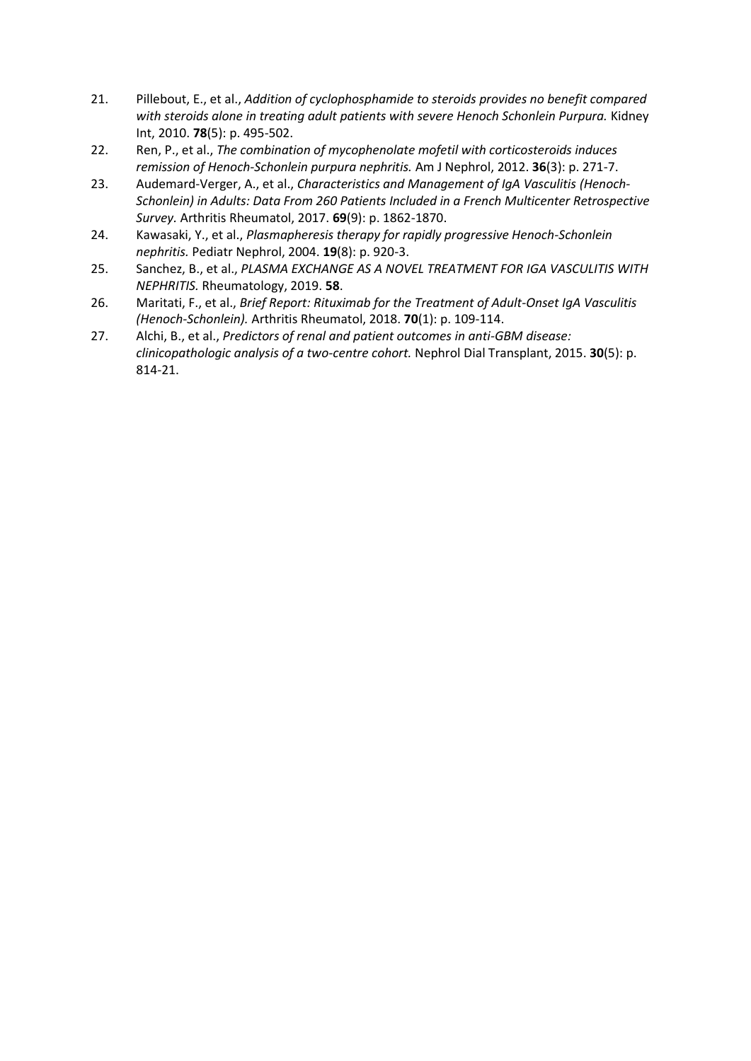21. Pillebout, E., et al., *Addition of cyclophosphamide to steroids provides no benefit compared with steroids alone in treating adult patients with severe Henoch Schonlein Purpura.* Kidney Int, 2010. **78**(5): p. 495-502.
22. Ren, P., et al., *The combination of mycophenolate mofetil with corticosteroids induces remission of Henoch-Schonlein purpura nephritis.* Am J Nephrol, 2012. **36**(3): p. 271-7.
23. Audemard-Verger, A., et al., *Characteristics and Management of IgA Vasculitis (Henoch-Schonlein) in Adults: Data From 260 Patients Included in a French Multicenter Retrospective Survey.* Arthritis Rheumatol, 2017. **69**(9): p. 1862-1870.
24. Kawasaki, Y., et al., *Plasmapheresis therapy for rapidly progressive Henoch-Schonlein nephritis.* Pediatr Nephrol, 2004. **19**(8): p. 920-3.
25. Sanchez, B., et al., *PLASMA EXCHANGE AS A NOVEL TREATMENT FOR IGA VASCULITIS WITH NEPHRITIS.* Rheumatology, 2019. **58**.
26. Maritati, F., et al., *Brief Report: Rituximab for the Treatment of Adult-Onset IgA Vasculitis (Henoch-Schonlein).* Arthritis Rheumatol, 2018. **70**(1): p. 109-114.
27. Alchi, B., et al., *Predictors of renal and patient outcomes in anti-GBM disease: clinicopathologic analysis of a two-centre cohort.* Nephrol Dial Transplant, 2015. **30**(5): p. 814-21.